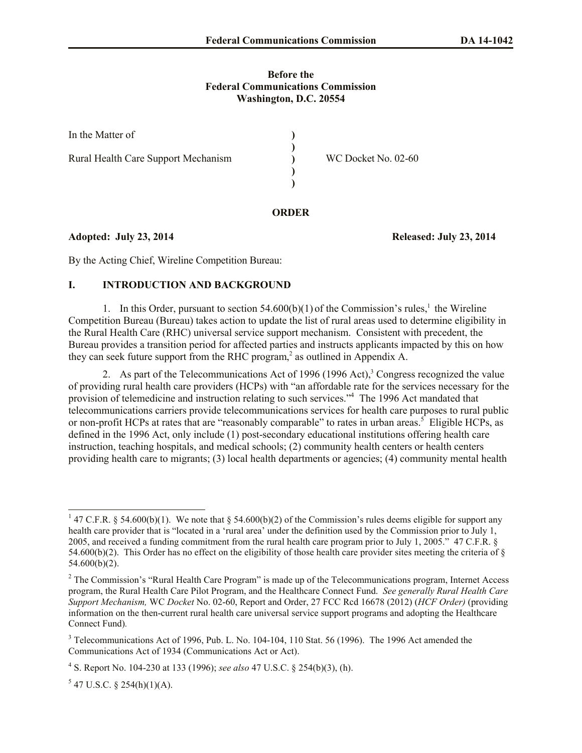**Before the**
**Federal Communications Commission**
**Washington, D.C. 20554**

| | | |
|---|---|---|
| In the Matter of | ) | |
| | ) | |
| Rural Health Care Support Mechanism | ) | WC Docket No. 02-60 |
| | ) | |
| | ) | |

**ORDER**

**Adopted: July 23, 2014** **Released: July 23, 2014**

By the Acting Chief, Wireline Competition Bureau:

## I. INTRODUCTION AND BACKGROUND

1. In this Order, pursuant to section 54.600(b)(1) of the Commission's rules,[1] the Wireline Competition Bureau (Bureau) takes action to update the list of rural areas used to determine eligibility in the Rural Health Care (RHC) universal service support mechanism. Consistent with precedent, the Bureau provides a transition period for affected parties and instructs applicants impacted by this on how they can seek future support from the RHC program,[2] as outlined in Appendix A.

2. As part of the Telecommunications Act of 1996 (1996 Act),[3] Congress recognized the value of providing rural health care providers (HCPs) with "an affordable rate for the services necessary for the provision of telemedicine and instruction relating to such services."[4] The 1996 Act mandated that telecommunications carriers provide telecommunications services for health care purposes to rural public or non-profit HCPs at rates that are "reasonably comparable" to rates in urban areas.[5] Eligible HCPs, as defined in the 1996 Act, only include (1) post-secondary educational institutions offering health care instruction, teaching hospitals, and medical schools; (2) community health centers or health centers providing health care to migrants; (3) local health departments or agencies; (4) community mental health

---

[1] 47 C.F.R. § 54.600(b)(1). We note that § 54.600(b)(2) of the Commission's rules deems eligible for support any health care provider that is "located in a 'rural area' under the definition used by the Commission prior to July 1, 2005, and received a funding commitment from the rural health care program prior to July 1, 2005." 47 C.F.R. § 54.600(b)(2). This Order has no effect on the eligibility of those health care provider sites meeting the criteria of § 54.600(b)(2).

[2] The Commission's "Rural Health Care Program" is made up of the Telecommunications program, Internet Access program, the Rural Health Care Pilot Program, and the Healthcare Connect Fund. *See generally Rural Health Care Support Mechanism,* WC *Docket* No. 02-60, Report and Order, 27 FCC Rcd 16678 (2012) (*HCF Order)* (providing information on the then-current rural health care universal service support programs and adopting the Healthcare Connect Fund).

[3] Telecommunications Act of 1996, Pub. L. No. 104-104, 110 Stat. 56 (1996). The 1996 Act amended the Communications Act of 1934 (Communications Act or Act).

[4] S. Report No. 104-230 at 133 (1996); *see also* 47 U.S.C. § 254(b)(3), (h).

[5] 47 U.S.C. § 254(h)(1)(A).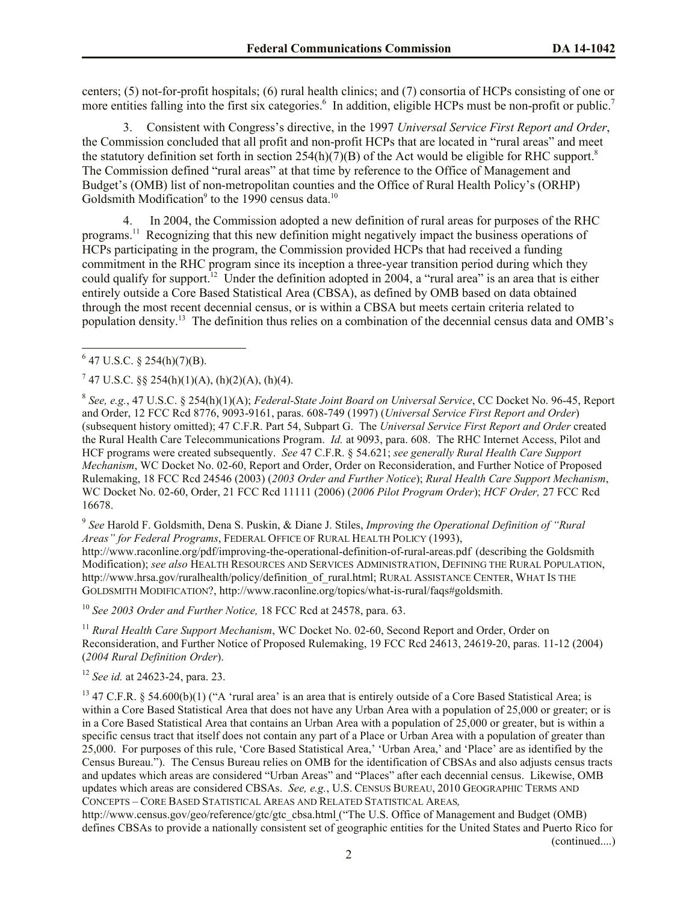centers; (5) not-for-profit hospitals; (6) rural health clinics; and (7) consortia of HCPs consisting of one or more entities falling into the first six categories.[6] In addition, eligible HCPs must be non-profit or public.[7]

3. Consistent with Congress's directive, in the 1997 *Universal Service First Report and Order*, the Commission concluded that all profit and non-profit HCPs that are located in "rural areas" and meet the statutory definition set forth in section 254(h)(7)(B) of the Act would be eligible for RHC support.[8] The Commission defined "rural areas" at that time by reference to the Office of Management and Budget's (OMB) list of non-metropolitan counties and the Office of Rural Health Policy's (ORHP) Goldsmith Modification[9] to the 1990 census data.[10]

4. In 2004, the Commission adopted a new definition of rural areas for purposes of the RHC programs.[11] Recognizing that this new definition might negatively impact the business operations of HCPs participating in the program, the Commission provided HCPs that had received a funding commitment in the RHC program since its inception a three-year transition period during which they could qualify for support.[12] Under the definition adopted in 2004, a "rural area" is an area that is either entirely outside a Core Based Statistical Area (CBSA), as defined by OMB based on data obtained through the most recent decennial census, or is within a CBSA but meets certain criteria related to population density.[13] The definition thus relies on a combination of the decennial census data and OMB's

---

[6] 47 U.S.C. § 254(h)(7)(B).

[7] 47 U.S.C. §§ 254(h)(1)(A), (h)(2)(A), (h)(4).

[8] *See, e.g.*, 47 U.S.C. § 254(h)(1)(A); *Federal-State Joint Board on Universal Service*, CC Docket No. 96-45, Report and Order, 12 FCC Rcd 8776, 9093-9161, paras. 608-749 (1997) (*Universal Service First Report and Order*) (subsequent history omitted); 47 C.F.R. Part 54, Subpart G. The *Universal Service First Report and Order* created the Rural Health Care Telecommunications Program. *Id.* at 9093, para. 608. The RHC Internet Access, Pilot and HCF programs were created subsequently. *See* 47 C.F.R. § 54.621; *see generally Rural Health Care Support Mechanism*, WC Docket No. 02-60, Report and Order, Order on Reconsideration, and Further Notice of Proposed Rulemaking, 18 FCC Rcd 24546 (2003) (*2003 Order and Further Notice*); *Rural Health Care Support Mechanism*, WC Docket No. 02-60, Order, 21 FCC Rcd 11111 (2006) (*2006 Pilot Program Order*); *HCF Order,* 27 FCC Rcd 16678.

[9] *See* Harold F. Goldsmith, Dena S. Puskin, & Diane J. Stiles, *Improving the Operational Definition of "Rural Areas" for Federal Programs*, FEDERAL OFFICE OF RURAL HEALTH POLICY (1993), http://www.raconline.org/pdf/improving-the-operational-definition-of-rural-areas.pdf (describing the Goldsmith Modification); *see also* HEALTH RESOURCES AND SERVICES ADMINISTRATION, DEFINING THE RURAL POPULATION, http://www.hrsa.gov/ruralhealth/policy/definition_of_rural.html; RURAL ASSISTANCE CENTER, WHAT IS THE GOLDSMITH MODIFICATION?, http://www.raconline.org/topics/what-is-rural/faqs#goldsmith.

[10] *See 2003 Order and Further Notice,* 18 FCC Rcd at 24578, para. 63.

[11] *Rural Health Care Support Mechanism*, WC Docket No. 02-60, Second Report and Order, Order on Reconsideration, and Further Notice of Proposed Rulemaking, 19 FCC Rcd 24613, 24619-20, paras. 11-12 (2004) (*2004 Rural Definition Order*).

[12] *See id.* at 24623-24, para. 23.

[13] 47 C.F.R. § 54.600(b)(1) ("A 'rural area' is an area that is entirely outside of a Core Based Statistical Area; is within a Core Based Statistical Area that does not have any Urban Area with a population of 25,000 or greater; or is in a Core Based Statistical Area that contains an Urban Area with a population of 25,000 or greater, but is within a specific census tract that itself does not contain any part of a Place or Urban Area with a population of greater than 25,000. For purposes of this rule, 'Core Based Statistical Area,' 'Urban Area,' and 'Place' are as identified by the Census Bureau."). The Census Bureau relies on OMB for the identification of CBSAs and also adjusts census tracts and updates which areas are considered "Urban Areas" and "Places" after each decennial census. Likewise, OMB updates which areas are considered CBSAs. *See, e.g.*, U.S. CENSUS BUREAU, 2010 GEOGRAPHIC TERMS AND CONCEPTS – CORE BASED STATISTICAL AREAS AND RELATED STATISTICAL AREAS*,* http://www.census.gov/geo/reference/gtc/gtc_cbsa.html ("The U.S. Office of Management and Budget (OMB) defines CBSAs to provide a nationally consistent set of geographic entities for the United States and Puerto Rico for (continued....)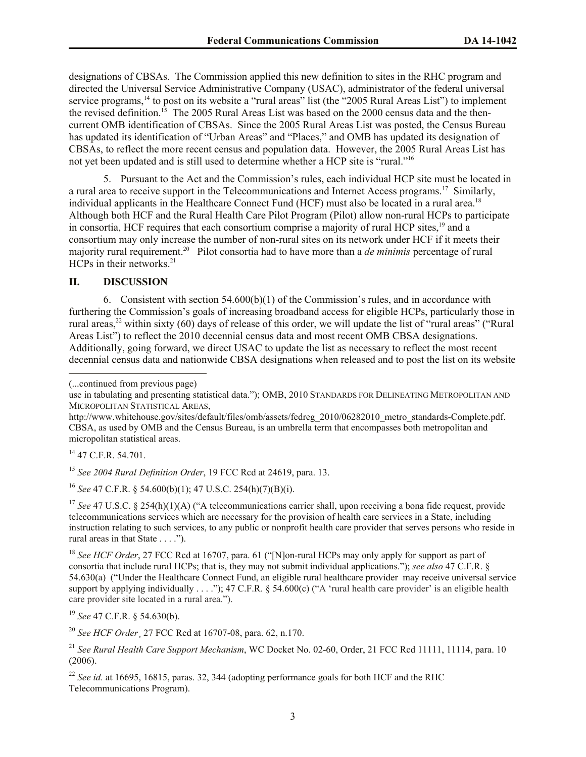designations of CBSAs. The Commission applied this new definition to sites in the RHC program and directed the Universal Service Administrative Company (USAC), administrator of the federal universal service programs,[14] to post on its website a "rural areas" list (the "2005 Rural Areas List") to implement the revised definition.[15] The 2005 Rural Areas List was based on the 2000 census data and the then-current OMB identification of CBSAs. Since the 2005 Rural Areas List was posted, the Census Bureau has updated its identification of "Urban Areas" and "Places," and OMB has updated its designation of CBSAs, to reflect the more recent census and population data. However, the 2005 Rural Areas List has not yet been updated and is still used to determine whether a HCP site is "rural."[16]

5. Pursuant to the Act and the Commission's rules, each individual HCP site must be located in a rural area to receive support in the Telecommunications and Internet Access programs.[17] Similarly, individual applicants in the Healthcare Connect Fund (HCF) must also be located in a rural area.[18] Although both HCF and the Rural Health Care Pilot Program (Pilot) allow non-rural HCPs to participate in consortia, HCF requires that each consortium comprise a majority of rural HCP sites,[19] and a consortium may only increase the number of non-rural sites on its network under HCF if it meets their majority rural requirement.[20] Pilot consortia had to have more than a *de minimis* percentage of rural HCPs in their networks.[21]

## II. DISCUSSION

6. Consistent with section 54.600(b)(1) of the Commission's rules, and in accordance with furthering the Commission's goals of increasing broadband access for eligible HCPs, particularly those in rural areas,[22] within sixty (60) days of release of this order, we will update the list of "rural areas" ("Rural Areas List") to reflect the 2010 decennial census data and most recent OMB CBSA designations. Additionally, going forward, we direct USAC to update the list as necessary to reflect the most recent decennial census data and nationwide CBSA designations when released and to post the list on its website

---

(...continued from previous page)

use in tabulating and presenting statistical data."); OMB, 2010 STANDARDS FOR DELINEATING METROPOLITAN AND MICROPOLITAN STATISTICAL AREAS, http://www.whitehouse.gov/sites/default/files/omb/assets/fedreg_2010/06282010_metro_standards-Complete.pdf. CBSA, as used by OMB and the Census Bureau, is an umbrella term that encompasses both metropolitan and micropolitan statistical areas.

[14] 47 C.F.R. 54.701.

[15] *See 2004 Rural Definition Order*, 19 FCC Rcd at 24619, para. 13.

[16] *See* 47 C.F.R. § 54.600(b)(1); 47 U.S.C. 254(h)(7)(B)(i).

[17] *See* 47 U.S.C. § 254(h)(1)(A) ("A telecommunications carrier shall, upon receiving a bona fide request, provide telecommunications services which are necessary for the provision of health care services in a State, including instruction relating to such services, to any public or nonprofit health care provider that serves persons who reside in rural areas in that State . . . .").

[18] *See HCF Order*, 27 FCC Rcd at 16707, para. 61 ("[N]on-rural HCPs may only apply for support as part of consortia that include rural HCPs; that is, they may not submit individual applications."); *see also* 47 C.F.R. § 54.630(a) ("Under the Healthcare Connect Fund, an eligible rural healthcare provider may receive universal service support by applying individually . . . ."); 47 C.F.R. § 54.600(c) ("A 'rural health care provider' is an eligible health care provider site located in a rural area.").

[19] *See* 47 C.F.R. § 54.630(b).

[20] *See HCF Order¸* 27 FCC Rcd at 16707-08, para. 62, n.170.

[21] *See Rural Health Care Support Mechanism*, WC Docket No. 02-60, Order, 21 FCC Rcd 11111, 11114, para. 10 (2006).

[22] *See id.* at 16695, 16815, paras. 32, 344 (adopting performance goals for both HCF and the RHC Telecommunications Program).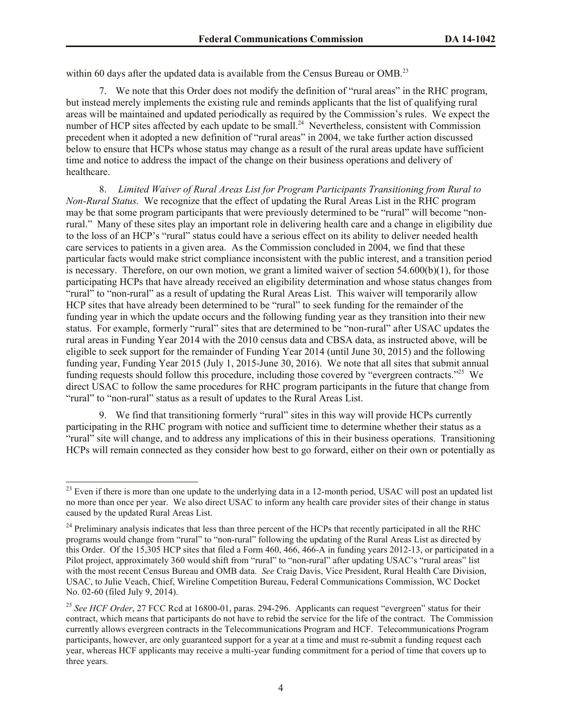within 60 days after the updated data is available from the Census Bureau or OMB.[23]

7. We note that this Order does not modify the definition of "rural areas" in the RHC program, but instead merely implements the existing rule and reminds applicants that the list of qualifying rural areas will be maintained and updated periodically as required by the Commission's rules. We expect the number of HCP sites affected by each update to be small.[24] Nevertheless, consistent with Commission precedent when it adopted a new definition of "rural areas" in 2004, we take further action discussed below to ensure that HCPs whose status may change as a result of the rural areas update have sufficient time and notice to address the impact of the change on their business operations and delivery of healthcare.

8. *Limited Waiver of Rural Areas List for Program Participants Transitioning from Rural to Non-Rural Status.* We recognize that the effect of updating the Rural Areas List in the RHC program may be that some program participants that were previously determined to be "rural" will become "non-rural." Many of these sites play an important role in delivering health care and a change in eligibility due to the loss of an HCP's "rural" status could have a serious effect on its ability to deliver needed health care services to patients in a given area. As the Commission concluded in 2004, we find that these particular facts would make strict compliance inconsistent with the public interest, and a transition period is necessary. Therefore, on our own motion, we grant a limited waiver of section 54.600(b)(1), for those participating HCPs that have already received an eligibility determination and whose status changes from "rural" to "non-rural" as a result of updating the Rural Areas List. This waiver will temporarily allow HCP sites that have already been determined to be "rural" to seek funding for the remainder of the funding year in which the update occurs and the following funding year as they transition into their new status. For example, formerly "rural" sites that are determined to be "non-rural" after USAC updates the rural areas in Funding Year 2014 with the 2010 census data and CBSA data, as instructed above, will be eligible to seek support for the remainder of Funding Year 2014 (until June 30, 2015) and the following funding year, Funding Year 2015 (July 1, 2015-June 30, 2016). We note that all sites that submit annual funding requests should follow this procedure, including those covered by "evergreen contracts."[25] We direct USAC to follow the same procedures for RHC program participants in the future that change from "rural" to "non-rural" status as a result of updates to the Rural Areas List.

9. We find that transitioning formerly "rural" sites in this way will provide HCPs currently participating in the RHC program with notice and sufficient time to determine whether their status as a "rural" site will change, and to address any implications of this in their business operations. Transitioning HCPs will remain connected as they consider how best to go forward, either on their own or potentially as

---

[23] Even if there is more than one update to the underlying data in a 12-month period, USAC will post an updated list no more than once per year. We also direct USAC to inform any health care provider sites of their change in status caused by the updated Rural Areas List.

[24] Preliminary analysis indicates that less than three percent of the HCPs that recently participated in all the RHC programs would change from "rural" to "non-rural" following the updating of the Rural Areas List as directed by this Order. Of the 15,305 HCP sites that filed a Form 460, 466, 466-A in funding years 2012-13, or participated in a Pilot project, approximately 360 would shift from "rural" to "non-rural" after updating USAC's "rural areas" list with the most recent Census Bureau and OMB data. *See* Craig Davis, Vice President, Rural Health Care Division, USAC, to Julie Veach, Chief, Wireline Competition Bureau, Federal Communications Commission, WC Docket No. 02-60 (filed July 9, 2014).

[25] *See HCF Order*, 27 FCC Rcd at 16800-01, paras. 294-296. Applicants can request "evergreen" status for their contract, which means that participants do not have to rebid the service for the life of the contract. The Commission currently allows evergreen contracts in the Telecommunications Program and HCF. Telecommunications Program participants, however, are only guaranteed support for a year at a time and must re-submit a funding request each year, whereas HCF applicants may receive a multi-year funding commitment for a period of time that covers up to three years.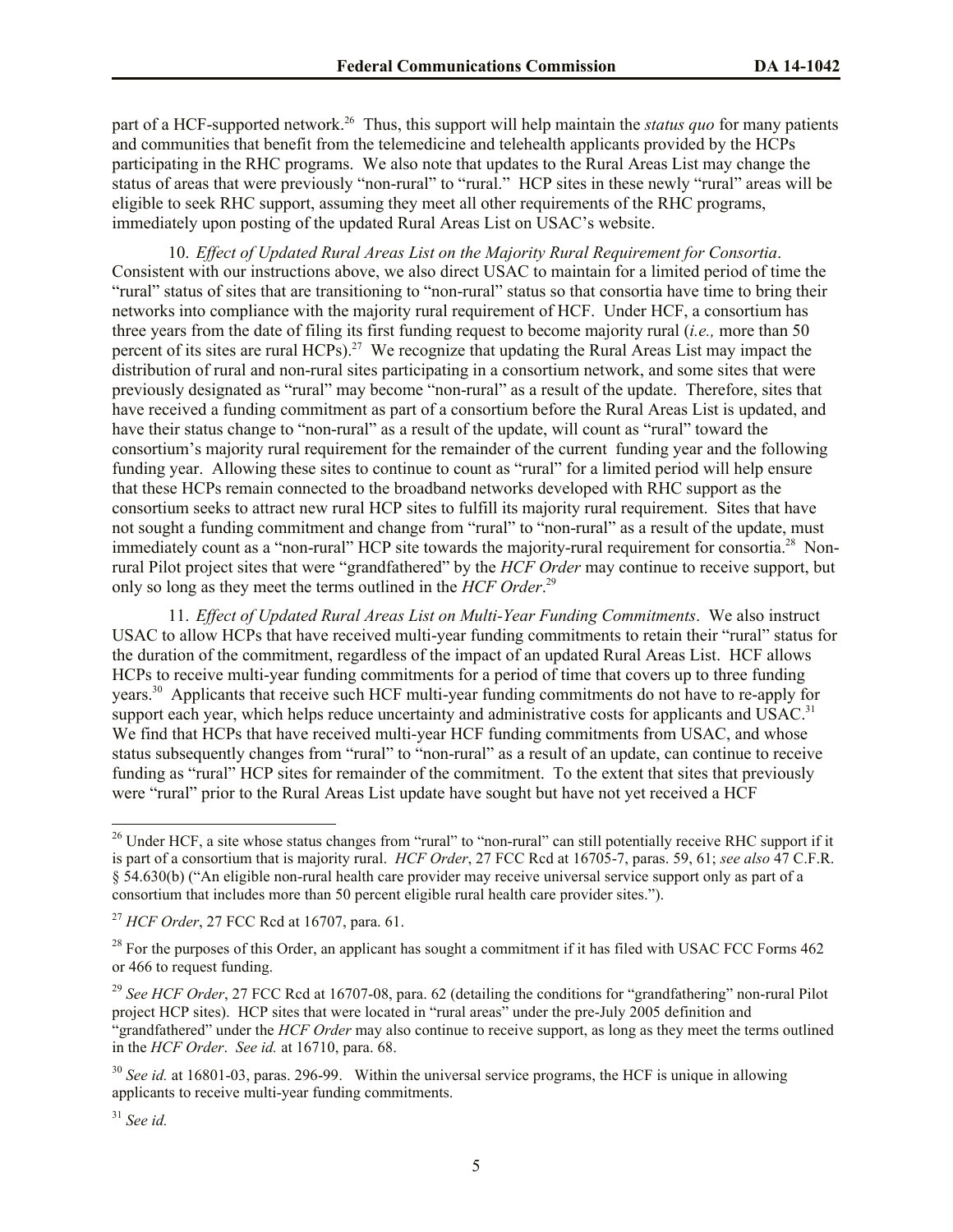part of a HCF-supported network.[26] Thus, this support will help maintain the *status quo* for many patients and communities that benefit from the telemedicine and telehealth applicants provided by the HCPs participating in the RHC programs. We also note that updates to the Rural Areas List may change the status of areas that were previously "non-rural" to "rural." HCP sites in these newly "rural" areas will be eligible to seek RHC support, assuming they meet all other requirements of the RHC programs, immediately upon posting of the updated Rural Areas List on USAC's website.

10. *Effect of Updated Rural Areas List on the Majority Rural Requirement for Consortia*. Consistent with our instructions above, we also direct USAC to maintain for a limited period of time the "rural" status of sites that are transitioning to "non-rural" status so that consortia have time to bring their networks into compliance with the majority rural requirement of HCF. Under HCF, a consortium has three years from the date of filing its first funding request to become majority rural (*i.e.,* more than 50 percent of its sites are rural HCPs).[27] We recognize that updating the Rural Areas List may impact the distribution of rural and non-rural sites participating in a consortium network, and some sites that were previously designated as "rural" may become "non-rural" as a result of the update. Therefore, sites that have received a funding commitment as part of a consortium before the Rural Areas List is updated, and have their status change to "non-rural" as a result of the update, will count as "rural" toward the consortium's majority rural requirement for the remainder of the current funding year and the following funding year. Allowing these sites to continue to count as "rural" for a limited period will help ensure that these HCPs remain connected to the broadband networks developed with RHC support as the consortium seeks to attract new rural HCP sites to fulfill its majority rural requirement. Sites that have not sought a funding commitment and change from "rural" to "non-rural" as a result of the update, must immediately count as a "non-rural" HCP site towards the majority-rural requirement for consortia.[28] Non-rural Pilot project sites that were "grandfathered" by the *HCF Order* may continue to receive support, but only so long as they meet the terms outlined in the *HCF Order*.[29]

11. *Effect of Updated Rural Areas List on Multi-Year Funding Commitments*. We also instruct USAC to allow HCPs that have received multi-year funding commitments to retain their "rural" status for the duration of the commitment, regardless of the impact of an updated Rural Areas List. HCF allows HCPs to receive multi-year funding commitments for a period of time that covers up to three funding years.[30] Applicants that receive such HCF multi-year funding commitments do not have to re-apply for support each year, which helps reduce uncertainty and administrative costs for applicants and USAC.[31] We find that HCPs that have received multi-year HCF funding commitments from USAC, and whose status subsequently changes from "rural" to "non-rural" as a result of an update, can continue to receive funding as "rural" HCP sites for remainder of the commitment. To the extent that sites that previously were "rural" prior to the Rural Areas List update have sought but have not yet received a HCF

---

[26] Under HCF, a site whose status changes from "rural" to "non-rural" can still potentially receive RHC support if it is part of a consortium that is majority rural. *HCF Order*, 27 FCC Rcd at 16705-7, paras. 59, 61; *see also* 47 C.F.R. § 54.630(b) ("An eligible non-rural health care provider may receive universal service support only as part of a consortium that includes more than 50 percent eligible rural health care provider sites.").

[27] *HCF Order*, 27 FCC Rcd at 16707, para. 61.

[28] For the purposes of this Order, an applicant has sought a commitment if it has filed with USAC FCC Forms 462 or 466 to request funding.

[29] *See HCF Order*, 27 FCC Rcd at 16707-08, para. 62 (detailing the conditions for "grandfathering" non-rural Pilot project HCP sites). HCP sites that were located in "rural areas" under the pre-July 2005 definition and "grandfathered" under the *HCF Order* may also continue to receive support, as long as they meet the terms outlined in the *HCF Order*. *See id.* at 16710, para. 68.

[30] *See id.* at 16801-03, paras. 296-99. Within the universal service programs, the HCF is unique in allowing applicants to receive multi-year funding commitments.

[31] *See id.*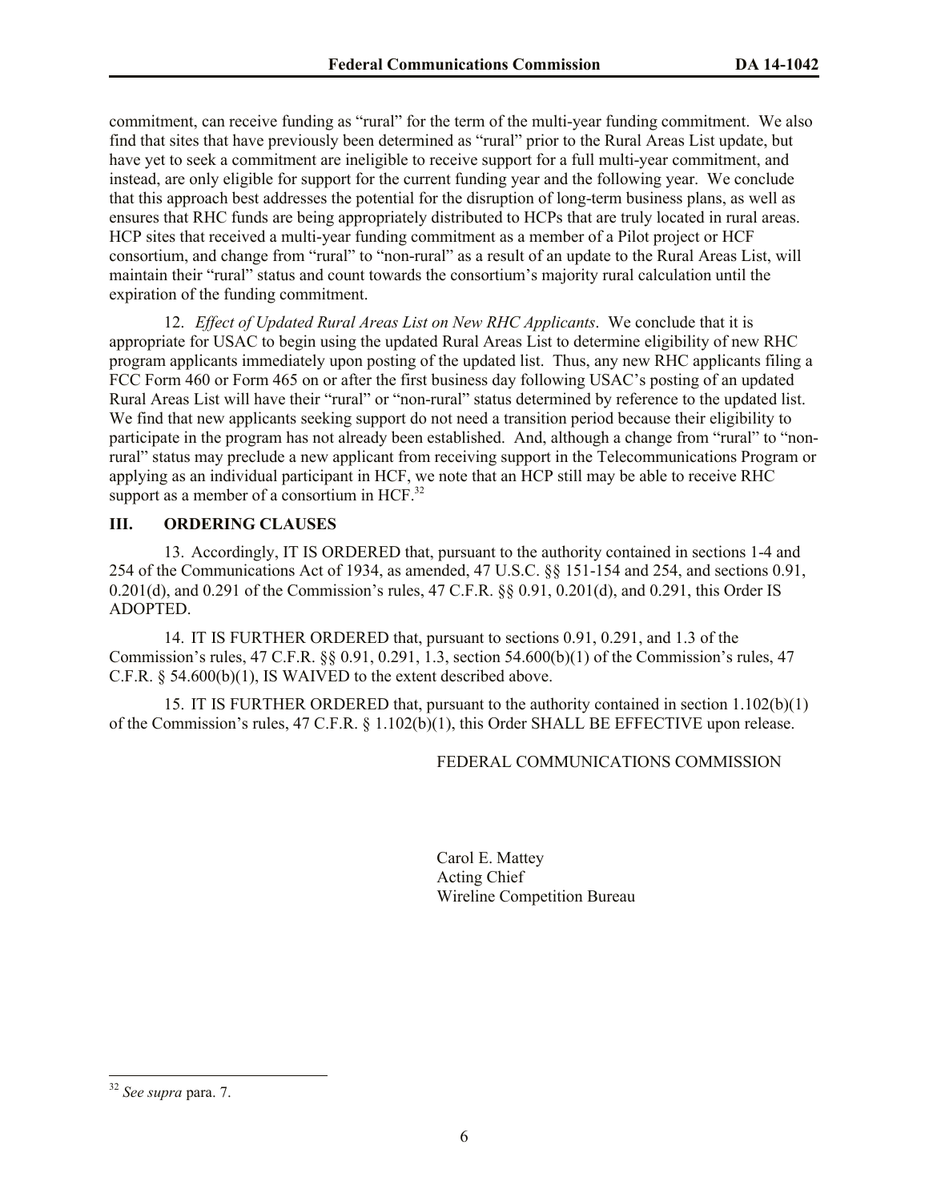commitment, can receive funding as "rural" for the term of the multi-year funding commitment. We also find that sites that have previously been determined as "rural" prior to the Rural Areas List update, but have yet to seek a commitment are ineligible to receive support for a full multi-year commitment, and instead, are only eligible for support for the current funding year and the following year. We conclude that this approach best addresses the potential for the disruption of long-term business plans, as well as ensures that RHC funds are being appropriately distributed to HCPs that are truly located in rural areas. HCP sites that received a multi-year funding commitment as a member of a Pilot project or HCF consortium, and change from "rural" to "non-rural" as a result of an update to the Rural Areas List, will maintain their "rural" status and count towards the consortium's majority rural calculation until the expiration of the funding commitment.

12. *Effect of Updated Rural Areas List on New RHC Applicants*. We conclude that it is appropriate for USAC to begin using the updated Rural Areas List to determine eligibility of new RHC program applicants immediately upon posting of the updated list. Thus, any new RHC applicants filing a FCC Form 460 or Form 465 on or after the first business day following USAC's posting of an updated Rural Areas List will have their "rural" or "non-rural" status determined by reference to the updated list. We find that new applicants seeking support do not need a transition period because their eligibility to participate in the program has not already been established. And, although a change from "rural" to "non-rural" status may preclude a new applicant from receiving support in the Telecommunications Program or applying as an individual participant in HCF, we note that an HCP still may be able to receive RHC support as a member of a consortium in HCF.[32]

## III. ORDERING CLAUSES

13. Accordingly, IT IS ORDERED that, pursuant to the authority contained in sections 1-4 and 254 of the Communications Act of 1934, as amended, 47 U.S.C. §§ 151-154 and 254, and sections 0.91, 0.201(d), and 0.291 of the Commission's rules, 47 C.F.R. §§ 0.91, 0.201(d), and 0.291, this Order IS ADOPTED.

14. IT IS FURTHER ORDERED that, pursuant to sections 0.91, 0.291, and 1.3 of the Commission's rules, 47 C.F.R. §§ 0.91, 0.291, 1.3, section 54.600(b)(1) of the Commission's rules, 47 C.F.R. § 54.600(b)(1), IS WAIVED to the extent described above.

15. IT IS FURTHER ORDERED that, pursuant to the authority contained in section 1.102(b)(1) of the Commission's rules, 47 C.F.R. § 1.102(b)(1), this Order SHALL BE EFFECTIVE upon release.

FEDERAL COMMUNICATIONS COMMISSION

Carol E. Mattey
Acting Chief
Wireline Competition Bureau

[32] *See supra* para. 7.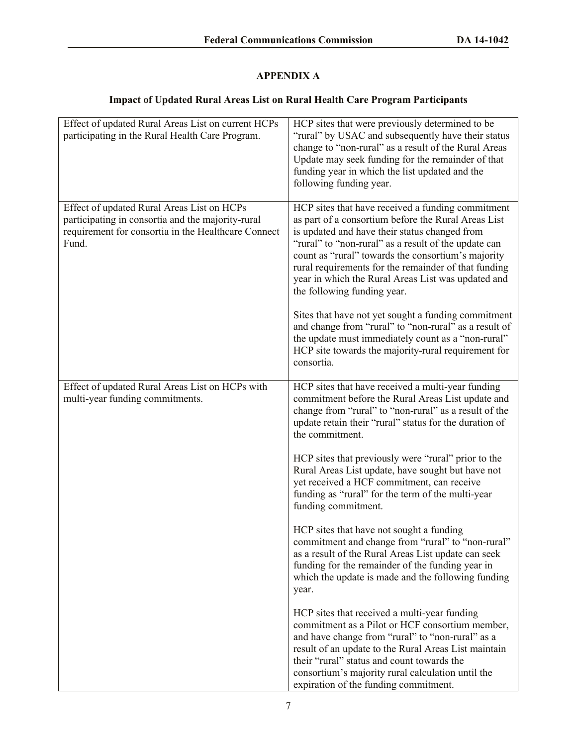## APPENDIX A

### Impact of Updated Rural Areas List on Rural Health Care Program Participants

| | |
|---|---|
| Effect of updated Rural Areas List on current HCPs participating in the Rural Health Care Program. | HCP sites that were previously determined to be "rural" by USAC and subsequently have their status change to "non-rural" as a result of the Rural Areas Update may seek funding for the remainder of that funding year in which the list updated and the following funding year. |
| Effect of updated Rural Areas List on HCPs participating in consortia and the majority-rural requirement for consortia in the Healthcare Connect Fund. | HCP sites that have received a funding commitment as part of a consortium before the Rural Areas List is updated and have their status changed from "rural" to "non-rural" as a result of the update can count as "rural" towards the consortium's majority rural requirements for the remainder of that funding year in which the Rural Areas List was updated and the following funding year.<br><br>Sites that have not yet sought a funding commitment and change from "rural" to "non-rural" as a result of the update must immediately count as a "non-rural" HCP site towards the majority-rural requirement for consortia. |
| Effect of updated Rural Areas List on HCPs with multi-year funding commitments. | HCP sites that have received a multi-year funding commitment before the Rural Areas List update and change from "rural" to "non-rural" as a result of the update retain their "rural" status for the duration of the commitment.<br><br>HCP sites that previously were "rural" prior to the Rural Areas List update, have sought but have not yet received a HCF commitment, can receive funding as "rural" for the term of the multi-year funding commitment.<br><br>HCP sites that have not sought a funding commitment and change from "rural" to "non-rural" as a result of the Rural Areas List update can seek funding for the remainder of the funding year in which the update is made and the following funding year.<br><br>HCP sites that received a multi-year funding commitment as a Pilot or HCF consortium member, and have change from "rural" to "non-rural" as a result of an update to the Rural Areas List maintain their "rural" status and count towards the consortium's majority rural calculation until the expiration of the funding commitment. |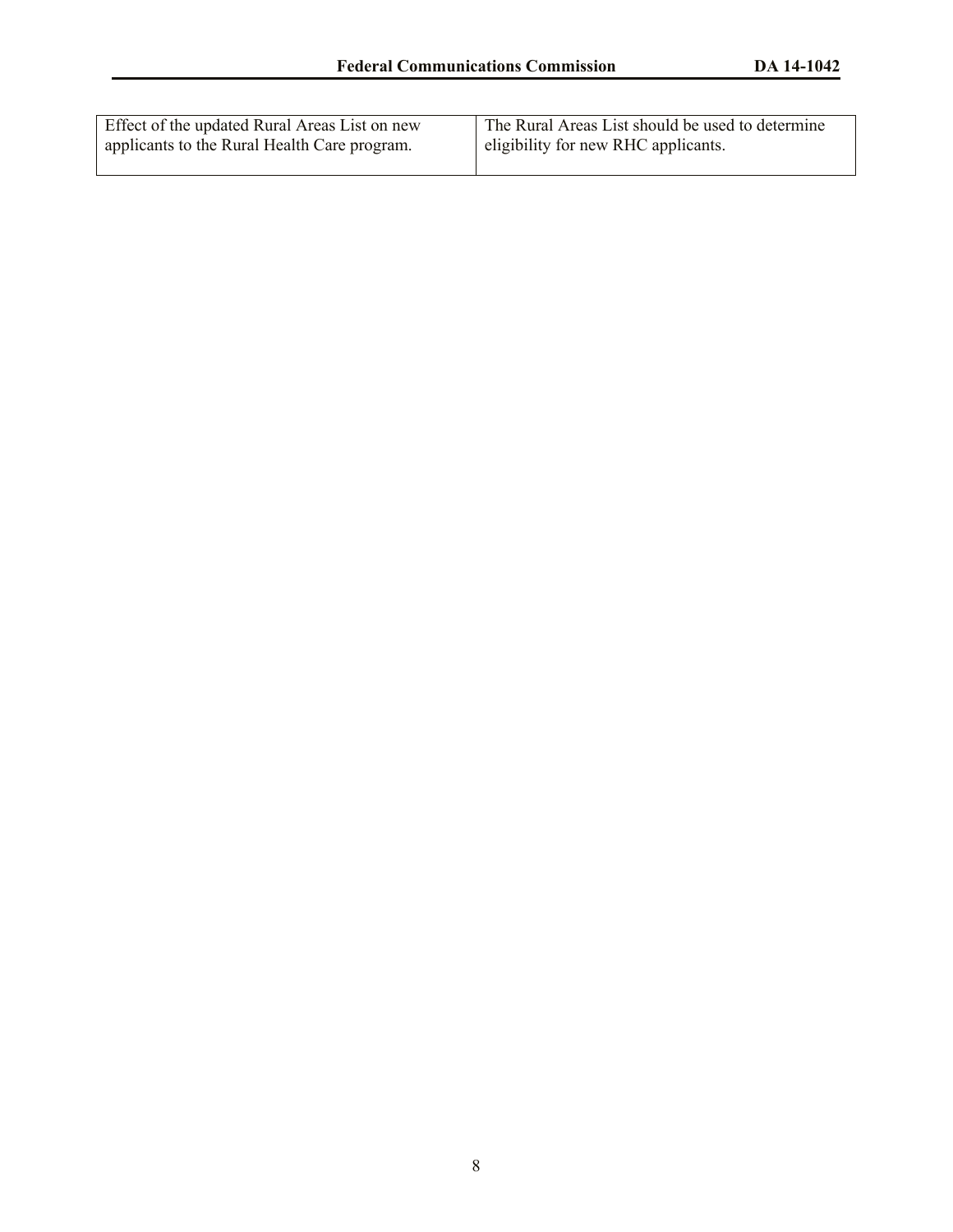| | |
|---|---|
| Effect of the updated Rural Areas List on new applicants to the Rural Health Care program. | The Rural Areas List should be used to determine eligibility for new RHC applicants. |